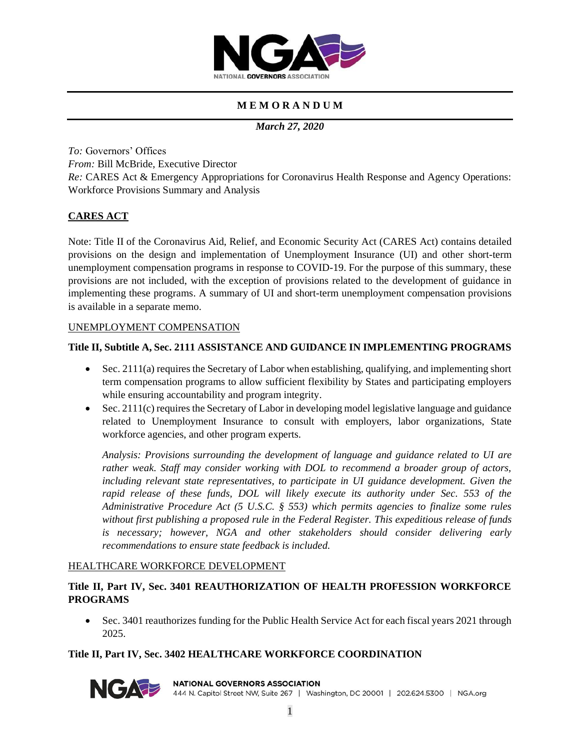# MEMORANDUM

*March 27, 2020*

*To:* Governors' Offices
*From:* Bill McBride, Executive Director
*Re:* CARES Act & Emergency Appropriations for Coronavirus Health Response and Agency Operations: Workforce Provisions Summary and Analysis

## CARES ACT

Note: Title II of the Coronavirus Aid, Relief, and Economic Security Act (CARES Act) contains detailed provisions on the design and implementation of Unemployment Insurance (UI) and other short-term unemployment compensation programs in response to COVID-19. For the purpose of this summary, these provisions are not included, with the exception of provisions related to the development of guidance in implementing these programs. A summary of UI and short-term unemployment compensation provisions is available in a separate memo.

### UNEMPLOYMENT COMPENSATION

#### Title II, Subtitle A, Sec. 2111 ASSISTANCE AND GUIDANCE IN IMPLEMENTING PROGRAMS

- Sec. 2111(a) requires the Secretary of Labor when establishing, qualifying, and implementing short term compensation programs to allow sufficient flexibility by States and participating employers while ensuring accountability and program integrity.
- Sec. 2111(c) requires the Secretary of Labor in developing model legislative language and guidance related to Unemployment Insurance to consult with employers, labor organizations, State workforce agencies, and other program experts.

*Analysis: Provisions surrounding the development of language and guidance related to UI are rather weak. Staff may consider working with DOL to recommend a broader group of actors, including relevant state representatives, to participate in UI guidance development. Given the rapid release of these funds, DOL will likely execute its authority under Sec. 553 of the Administrative Procedure Act (5 U.S.C. § 553) which permits agencies to finalize some rules without first publishing a proposed rule in the Federal Register. This expeditious release of funds is necessary; however, NGA and other stakeholders should consider delivering early recommendations to ensure state feedback is included.*

### HEALTHCARE WORKFORCE DEVELOPMENT

#### Title II, Part IV, Sec. 3401 REAUTHORIZATION OF HEALTH PROFESSION WORKFORCE PROGRAMS

- Sec. 3401 reauthorizes funding for the Public Health Service Act for each fiscal years 2021 through 2025.

#### Title II, Part IV, Sec. 3402 HEALTHCARE WORKFORCE COORDINATION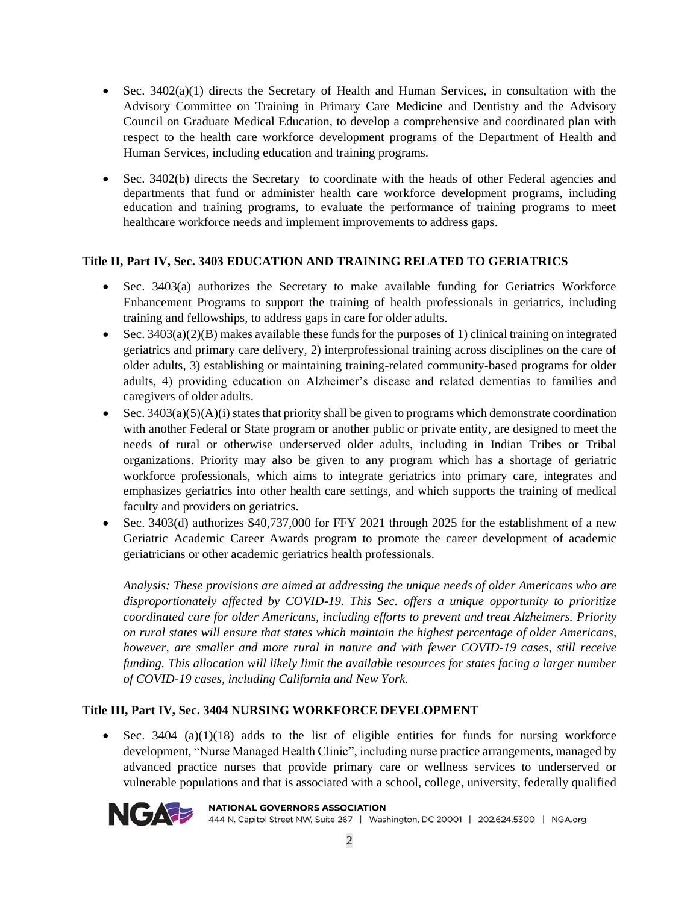- Sec. 3402(a)(1) directs the Secretary of Health and Human Services, in consultation with the Advisory Committee on Training in Primary Care Medicine and Dentistry and the Advisory Council on Graduate Medical Education, to develop a comprehensive and coordinated plan with respect to the health care workforce development programs of the Department of Health and Human Services, including education and training programs.

- Sec. 3402(b) directs the Secretary to coordinate with the heads of other Federal agencies and departments that fund or administer health care workforce development programs, including education and training programs, to evaluate the performance of training programs to meet healthcare workforce needs and implement improvements to address gaps.

### Title II, Part IV, Sec. 3403 EDUCATION AND TRAINING RELATED TO GERIATRICS

- Sec. 3403(a) authorizes the Secretary to make available funding for Geriatrics Workforce Enhancement Programs to support the training of health professionals in geriatrics, including training and fellowships, to address gaps in care for older adults.
- Sec. 3403(a)(2)(B) makes available these funds for the purposes of 1) clinical training on integrated geriatrics and primary care delivery, 2) interprofessional training across disciplines on the care of older adults, 3) establishing or maintaining training-related community-based programs for older adults, 4) providing education on Alzheimer's disease and related dementias to families and caregivers of older adults.
- Sec. 3403(a)(5)(A)(i) states that priority shall be given to programs which demonstrate coordination with another Federal or State program or another public or private entity, are designed to meet the needs of rural or otherwise underserved older adults, including in Indian Tribes or Tribal organizations. Priority may also be given to any program which has a shortage of geriatric workforce professionals, which aims to integrate geriatrics into primary care, integrates and emphasizes geriatrics into other health care settings, and which supports the training of medical faculty and providers on geriatrics.
- Sec. 3403(d) authorizes $40,737,000 for FFY 2021 through 2025 for the establishment of a new Geriatric Academic Career Awards program to promote the career development of academic geriatricians or other academic geriatrics health professionals.

  *Analysis: These provisions are aimed at addressing the unique needs of older Americans who are disproportionately affected by COVID-19. This Sec. offers a unique opportunity to prioritize coordinated care for older Americans, including efforts to prevent and treat Alzheimers. Priority on rural states will ensure that states which maintain the highest percentage of older Americans, however, are smaller and more rural in nature and with fewer COVID-19 cases, still receive funding. This allocation will likely limit the available resources for states facing a larger number of COVID-19 cases, including California and New York.*

### Title III, Part IV, Sec. 3404 NURSING WORKFORCE DEVELOPMENT

- Sec. 3404 (a)(1)(18) adds to the list of eligible entities for funds for nursing workforce development, "Nurse Managed Health Clinic", including nurse practice arrangements, managed by advanced practice nurses that provide primary care or wellness services to underserved or vulnerable populations and that is associated with a school, college, university, federally qualified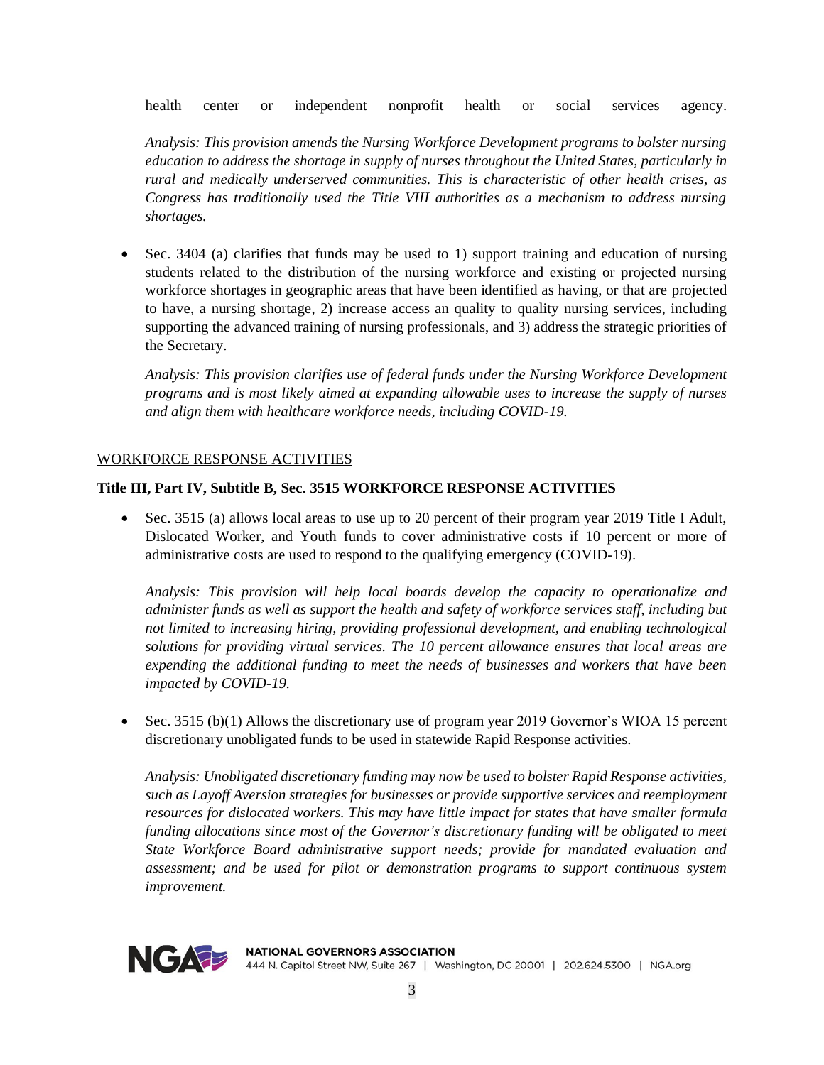health center or independent nonprofit health or social services agency.

*Analysis: This provision amends the Nursing Workforce Development programs to bolster nursing education to address the shortage in supply of nurses throughout the United States, particularly in rural and medically underserved communities. This is characteristic of other health crises, as Congress has traditionally used the Title VIII authorities as a mechanism to address nursing shortages.*

- Sec. 3404 (a) clarifies that funds may be used to 1) support training and education of nursing students related to the distribution of the nursing workforce and existing or projected nursing workforce shortages in geographic areas that have been identified as having, or that are projected to have, a nursing shortage, 2) increase access an quality to quality nursing services, including supporting the advanced training of nursing professionals, and 3) address the strategic priorities of the Secretary.

  *Analysis: This provision clarifies use of federal funds under the Nursing Workforce Development programs and is most likely aimed at expanding allowable uses to increase the supply of nurses and align them with healthcare workforce needs, including COVID-19.*

WORKFORCE RESPONSE ACTIVITIES

**Title III, Part IV, Subtitle B, Sec. 3515 WORKFORCE RESPONSE ACTIVITIES**

- Sec. 3515 (a) allows local areas to use up to 20 percent of their program year 2019 Title I Adult, Dislocated Worker, and Youth funds to cover administrative costs if 10 percent or more of administrative costs are used to respond to the qualifying emergency (COVID-19).

  *Analysis: This provision will help local boards develop the capacity to operationalize and administer funds as well as support the health and safety of workforce services staff, including but not limited to increasing hiring, providing professional development, and enabling technological solutions for providing virtual services. The 10 percent allowance ensures that local areas are expending the additional funding to meet the needs of businesses and workers that have been impacted by COVID-19.*

- Sec. 3515 (b)(1) Allows the discretionary use of program year 2019 Governor's WIOA 15 percent discretionary unobligated funds to be used in statewide Rapid Response activities.

  *Analysis: Unobligated discretionary funding may now be used to bolster Rapid Response activities, such as Layoff Aversion strategies for businesses or provide supportive services and reemployment resources for dislocated workers. This may have little impact for states that have smaller formula funding allocations since most of the Governor's discretionary funding will be obligated to meet State Workforce Board administrative support needs; provide for mandated evaluation and assessment; and be used for pilot or demonstration programs to support continuous system improvement.*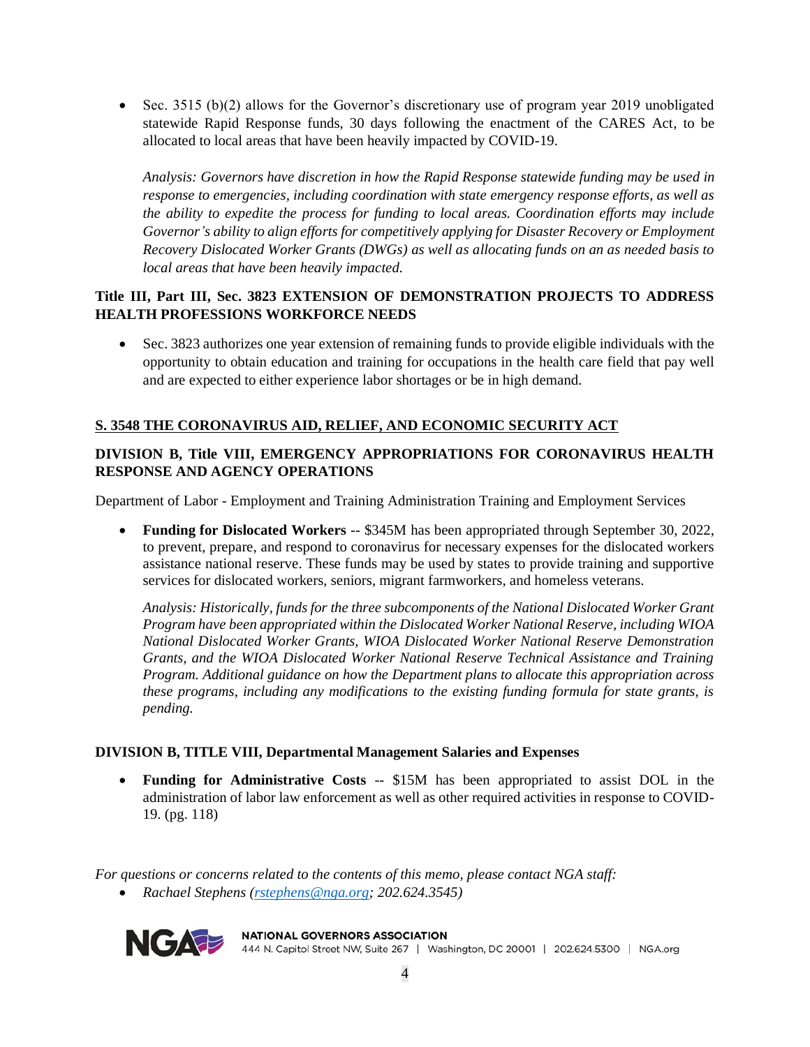- Sec. 3515 (b)(2) allows for the Governor's discretionary use of program year 2019 unobligated statewide Rapid Response funds, 30 days following the enactment of the CARES Act, to be allocated to local areas that have been heavily impacted by COVID-19.

  *Analysis: Governors have discretion in how the Rapid Response statewide funding may be used in response to emergencies, including coordination with state emergency response efforts, as well as the ability to expedite the process for funding to local areas. Coordination efforts may include Governor's ability to align efforts for competitively applying for Disaster Recovery or Employment Recovery Dislocated Worker Grants (DWGs) as well as allocating funds on an as needed basis to local areas that have been heavily impacted.*

**Title III, Part III, Sec. 3823 EXTENSION OF DEMONSTRATION PROJECTS TO ADDRESS HEALTH PROFESSIONS WORKFORCE NEEDS**

- Sec. 3823 authorizes one year extension of remaining funds to provide eligible individuals with the opportunity to obtain education and training for occupations in the health care field that pay well and are expected to either experience labor shortages or be in high demand.

**S. 3548 THE CORONAVIRUS AID, RELIEF, AND ECONOMIC SECURITY ACT**

**DIVISION B, Title VIII, EMERGENCY APPROPRIATIONS FOR CORONAVIRUS HEALTH RESPONSE AND AGENCY OPERATIONS**

Department of Labor - Employment and Training Administration Training and Employment Services

- **Funding for Dislocated Workers** -- $345M has been appropriated through September 30, 2022, to prevent, prepare, and respond to coronavirus for necessary expenses for the dislocated workers assistance national reserve. These funds may be used by states to provide training and supportive services for dislocated workers, seniors, migrant farmworkers, and homeless veterans.

  *Analysis: Historically, funds for the three subcomponents of the National Dislocated Worker Grant Program have been appropriated within the Dislocated Worker National Reserve, including WIOA National Dislocated Worker Grants, WIOA Dislocated Worker National Reserve Demonstration Grants, and the WIOA Dislocated Worker National Reserve Technical Assistance and Training Program. Additional guidance on how the Department plans to allocate this appropriation across these programs, including any modifications to the existing funding formula for state grants, is pending.*

**DIVISION B, TITLE VIII, Departmental Management Salaries and Expenses**

- **Funding for Administrative Costs** -- $15M has been appropriated to assist DOL in the administration of labor law enforcement as well as other required activities in response to COVID-19. (pg. 118)

*For questions or concerns related to the contents of this memo, please contact NGA staff:*

- *Rachael Stephens (rstephens@nga.org; 202.624.3545)*

NATIONAL GOVERNORS ASSOCIATION
444 N. Capitol Street NW, Suite 267 | Washington, DC 20001 | 202.624.5300 | NGA.org